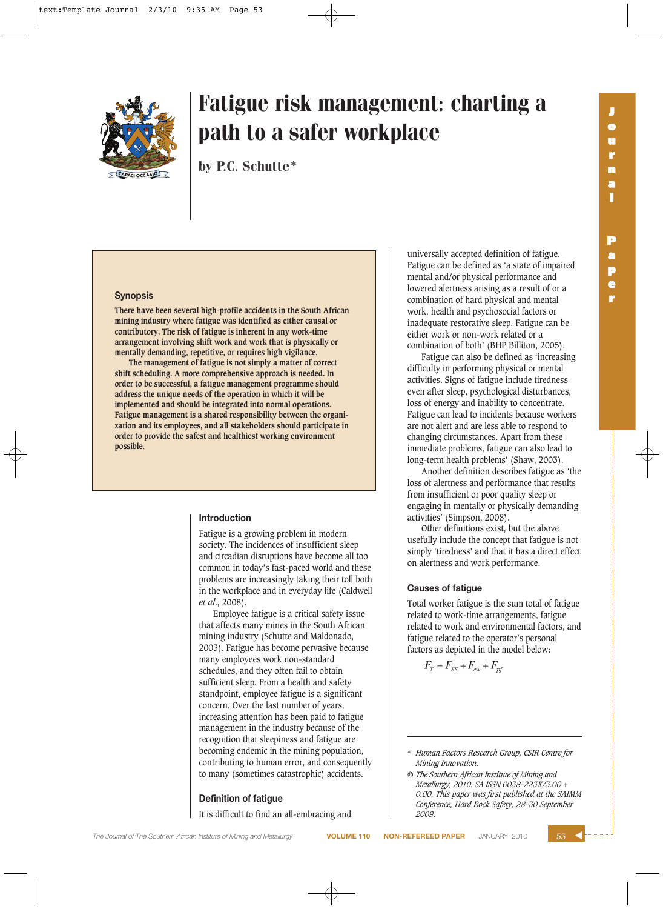# Fatigue risk management: charting a path to a safer workplace

by P.C. Schutte*

## Synopsis

**There have been several high-profile accidents in the South African mining industry where fatigue was identified as either causal or contributory. The risk of fatigue is inherent in any work-time arrangement involving shift work and work that is physically or mentally demanding, repetitive, or requires high vigilance.**

**The management of fatigue is not simply a matter of correct shift scheduling. A more comprehensive approach is needed. In order to be successful, a fatigue management programme should address the unique needs of the operation in which it will be implemented and should be integrated into normal operations. Fatigue management is a shared responsibility between the organization and its employees, and all stakeholders should participate in order to provide the safest and healthiest working environment possible.**

## Introduction

Fatigue is a growing problem in modern society. The incidences of insufficient sleep and circadian disruptions have become all too common in today's fast-paced world and these problems are increasingly taking their toll both in the workplace and in everyday life (Caldwell *et al*., 2008).

Employee fatigue is a critical safety issue that affects many mines in the South African mining industry (Schutte and Maldonado, 2003). Fatigue has become pervasive because many employees work non-standard schedules, and they often fail to obtain sufficient sleep. From a health and safety standpoint, employee fatigue is a significant concern. Over the last number of years, increasing attention has been paid to fatigue management in the industry because of the recognition that sleepiness and fatigue are becoming endemic in the mining population, contributing to human error, and consequently to many (sometimes catastrophic) accidents.

## Definition of fatigue

It is difficult to find an all-embracing and universally accepted definition of fatigue. Fatigue can be defined as 'a state of impaired mental and/or physical performance and lowered alertness arising as a result of or a combination of hard physical and mental work, health and psychosocial factors or inadequate restorative sleep. Fatigue can be either work or non-work related or a combination of both' (BHP Billiton, 2005).

Fatigue can also be defined as 'increasing difficulty in performing physical or mental activities. Signs of fatigue include tiredness even after sleep, psychological disturbances, loss of energy and inability to concentrate. Fatigue can lead to incidents because workers are not alert and are less able to respond to changing circumstances. Apart from these immediate problems, fatigue can also lead to long-term health problems' (Shaw, 2003).

Another definition describes fatigue as 'the loss of alertness and performance that results from insufficient or poor quality sleep or engaging in mentally or physically demanding activities' (Simpson, 2008).

Other definitions exist, but the above usefully include the concept that fatigue is not simply 'tiredness' and that it has a direct effect on alertness and work performance.

## Causes of fatigue

Total worker fatigue is the sum total of fatigue related to work-time arrangements, fatigue related to work and environmental factors, and fatigue related to the operator's personal factors as depicted in the model below:

$$F_T = F_{SS} + F_{ew} + F_{pf}$$

---

\* *Human Factors Research Group, CSIR Centre for Mining Innovation.*

© *The Southern African Institute of Mining and Metallurgy, 2010. SA ISSN 0038–223X/3.00 + 0.00. This paper was first published at the SAIMM Conference, Hard Rock Safety, 28–30 September 2009.*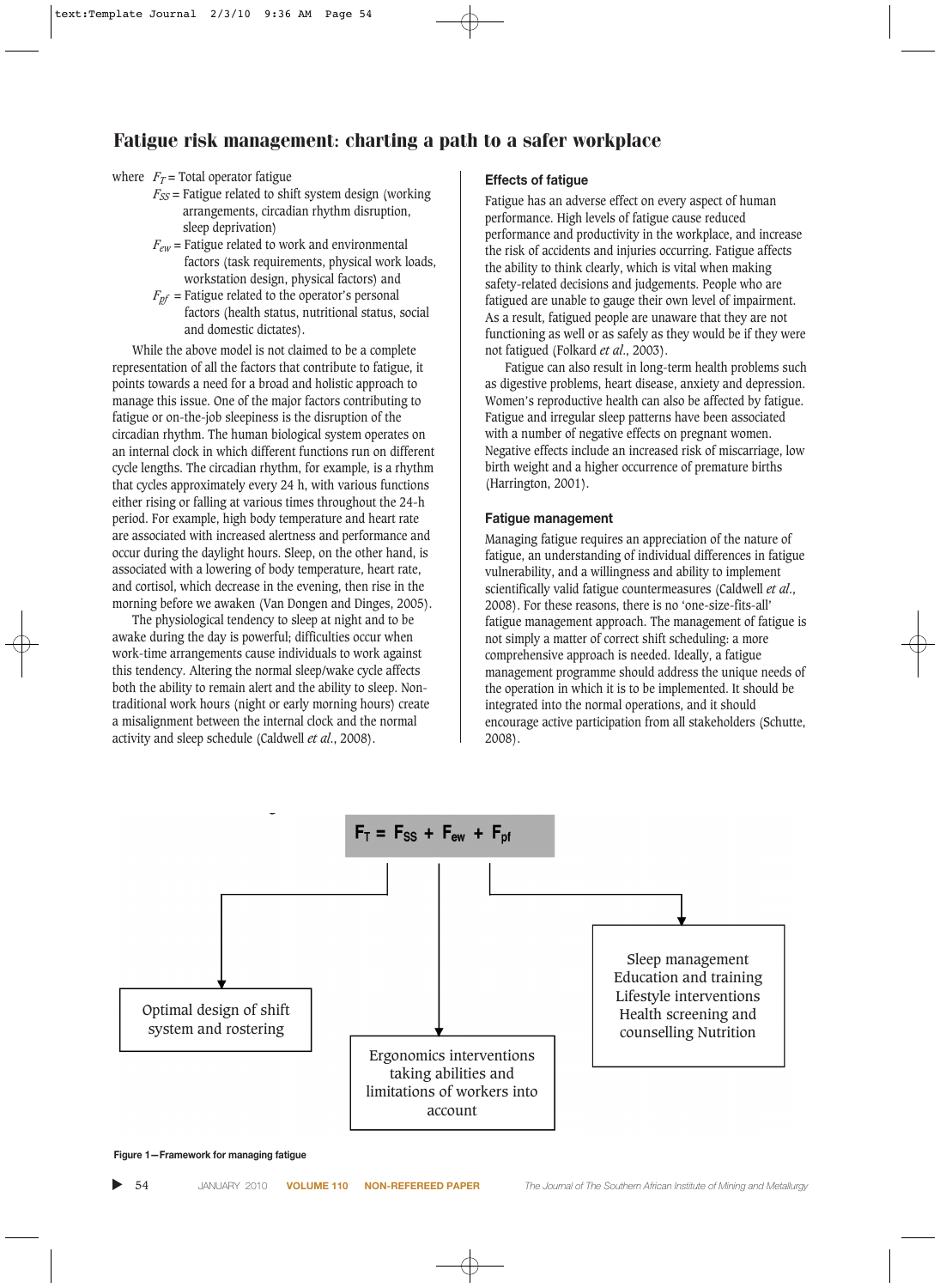where $F_T$ = Total operator fatigue

$F_{SS}$ = Fatigue related to shift system design (working arrangements, circadian rhythm disruption, sleep deprivation)

$F_{ew}$ = Fatigue related to work and environmental factors (task requirements, physical work loads, workstation design, physical factors) and

$F_{pf}$ = Fatigue related to the operator's personal factors (health status, nutritional status, social and domestic dictates).

While the above model is not claimed to be a complete representation of all the factors that contribute to fatigue, it points towards a need for a broad and holistic approach to manage this issue. One of the major factors contributing to fatigue or on-the-job sleepiness is the disruption of the circadian rhythm. The human biological system operates on an internal clock in which different functions run on different cycle lengths. The circadian rhythm, for example, is a rhythm that cycles approximately every 24 h, with various functions either rising or falling at various times throughout the 24-h period. For example, high body temperature and heart rate are associated with increased alertness and performance and occur during the daylight hours. Sleep, on the other hand, is associated with a lowering of body temperature, heart rate, and cortisol, which decrease in the evening, then rise in the morning before we awaken (Van Dongen and Dinges, 2005).

The physiological tendency to sleep at night and to be awake during the day is powerful; difficulties occur when work-time arrangements cause individuals to work against this tendency. Altering the normal sleep/wake cycle affects both the ability to remain alert and the ability to sleep. Non-traditional work hours (night or early morning hours) create a misalignment between the internal clock and the normal activity and sleep schedule (Caldwell *et al.*, 2008).

### Effects of fatigue

Fatigue has an adverse effect on every aspect of human performance. High levels of fatigue cause reduced performance and productivity in the workplace, and increase the risk of accidents and injuries occurring. Fatigue affects the ability to think clearly, which is vital when making safety-related decisions and judgements. People who are fatigued are unable to gauge their own level of impairment. As a result, fatigued people are unaware that they are not functioning as well or as safely as they would be if they were not fatigued (Folkard *et al.*, 2003).

Fatigue can also result in long-term health problems such as digestive problems, heart disease, anxiety and depression. Women's reproductive health can also be affected by fatigue. Fatigue and irregular sleep patterns have been associated with a number of negative effects on pregnant women. Negative effects include an increased risk of miscarriage, low birth weight and a higher occurrence of premature births (Harrington, 2001).

### Fatigue management

Managing fatigue requires an appreciation of the nature of fatigue, an understanding of individual differences in fatigue vulnerability, and a willingness and ability to implement scientifically valid fatigue countermeasures (Caldwell *et al.*, 2008). For these reasons, there is no 'one-size-fits-all' fatigue management approach. The management of fatigue is not simply a matter of correct shift scheduling: a more comprehensive approach is needed. Ideally, a fatigue management programme should address the unique needs of the operation in which it is to be implemented. It should be integrated into the normal operations, and it should encourage active participation from all stakeholders (Schutte, 2008).

$$F_T = F_{SS} + F_{ew} + F_{pf}$$

- Optimal design of shift system and rostering
- Ergonomics interventions taking abilities and limitations of workers into account
- Sleep management, Education and training, Lifestyle interventions, Health screening and counselling, Nutrition

**Figure 1—Framework for managing fatigue**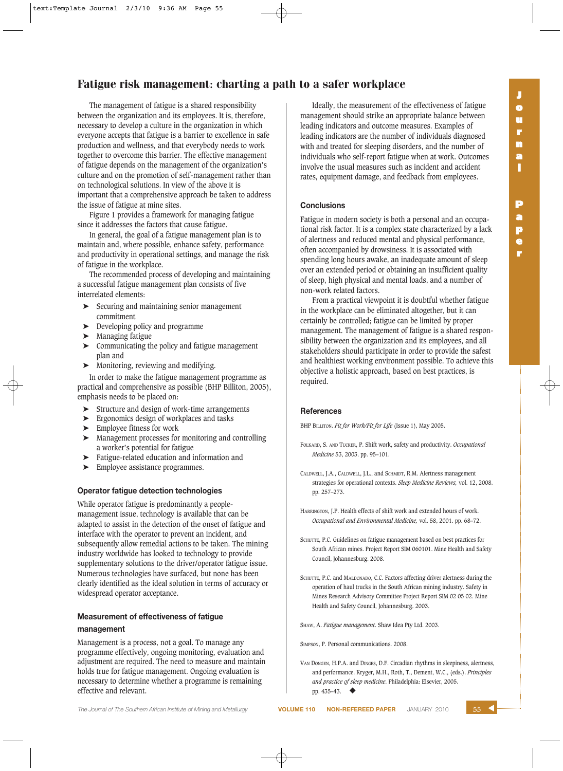# Fatigue risk management: charting a path to a safer workplace

The management of fatigue is a shared responsibility between the organization and its employees. It is, therefore, necessary to develop a culture in the organization in which everyone accepts that fatigue is a barrier to excellence in safe production and wellness, and that everybody needs to work together to overcome this barrier. The effective management of fatigue depends on the management of the organization's culture and on the promotion of self-management rather than on technological solutions. In view of the above it is important that a comprehensive approach be taken to address the issue of fatigue at mine sites.

Figure 1 provides a framework for managing fatigue since it addresses the factors that cause fatigue.

In general, the goal of a fatigue management plan is to maintain and, where possible, enhance safety, performance and productivity in operational settings, and manage the risk of fatigue in the workplace.

The recommended process of developing and maintaining a successful fatigue management plan consists of five interrelated elements:

- Securing and maintaining senior management commitment
- Developing policy and programme
- Managing fatigue
- Communicating the policy and fatigue management plan and
- Monitoring, reviewing and modifying.

In order to make the fatigue management programme as practical and comprehensive as possible (BHP Billiton, 2005), emphasis needs to be placed on:

- Structure and design of work-time arrangements
- Ergonomics design of workplaces and tasks
- Employee fitness for work
- Management processes for monitoring and controlling a worker's potential for fatigue
- Fatigue-related education and information and
- Employee assistance programmes.

## Operator fatigue detection technologies

While operator fatigue is predominantly a people-management issue, technology is available that can be adapted to assist in the detection of the onset of fatigue and interface with the operator to prevent an incident, and subsequently allow remedial actions to be taken. The mining industry worldwide has looked to technology to provide supplementary solutions to the driver/operator fatigue issue. Numerous technologies have surfaced, but none has been clearly identified as the ideal solution in terms of accuracy or widespread operator acceptance.

## Measurement of effectiveness of fatigue management

Management is a process, not a goal. To manage any programme effectively, ongoing monitoring, evaluation and adjustment are required. The need to measure and maintain holds true for fatigue management. Ongoing evaluation is necessary to determine whether a programme is remaining effective and relevant.

Ideally, the measurement of the effectiveness of fatigue management should strike an appropriate balance between leading indicators and outcome measures. Examples of leading indicators are the number of individuals diagnosed with and treated for sleeping disorders, and the number of individuals who self-report fatigue when at work. Outcomes involve the usual measures such as incident and accident rates, equipment damage, and feedback from employees.

## Conclusions

Fatigue in modern society is both a personal and an occupational risk factor. It is a complex state characterized by a lack of alertness and reduced mental and physical performance, often accompanied by drowsiness. It is associated with spending long hours awake, an inadequate amount of sleep over an extended period or obtaining an insufficient quality of sleep, high physical and mental loads, and a number of non-work related factors.

From a practical viewpoint it is doubtful whether fatigue in the workplace can be eliminated altogether, but it can certainly be controlled; fatigue can be limited by proper management. The management of fatigue is a shared responsibility between the organization and its employees, and all stakeholders should participate in order to provide the safest and healthiest working environment possible. To achieve this objective a holistic approach, based on best practices, is required.

## References

BHP Billiton. *Fit for Work/Fit for Life* (Issue 1), May 2005.

Folkard, S. and Tucker, P. Shift work, safety and productivity. *Occupational Medicine* 53, 2003. pp. 95–101.

Caldwell, J.A., Caldwell, J.L., and Schmidt, R.M. Alertness management strategies for operational contexts. *Sleep Medicine Reviews,* vol. 12, 2008. pp. 257–273.

Harrington, J.P. Health effects of shift work and extended hours of work. *Occupational and Environmental Medicine,* vol. 58, 2001. pp. 68–72.

Schutte, P.C. Guidelines on fatigue management based on best practices for South African mines. Project Report SIM 060101. Mine Health and Safety Council, Johannesburg. 2008.

Schutte, P.C. and Maldonado, C.C. Factors affecting driver alertness during the operation of haul trucks in the South African mining industry. Safety in Mines Research Advisory Committee Project Report SIM 02 05 02. Mine Health and Safety Council, Johannesburg. 2003.

Shaw, A. *Fatigue management*. Shaw Idea Pty Ltd. 2003.

Simpson, P. Personal communications. 2008.

Van Dongen, H.P.A. and Dinges, D.F. Circadian rhythms in sleepiness, alertness, and performance. Kryger, M.H., Roth, T., Dement, W.C., (eds.). *Principles and practice of sleep medicine*. Philadelphia: Elsevier, 2005. pp. 435–43. ◆